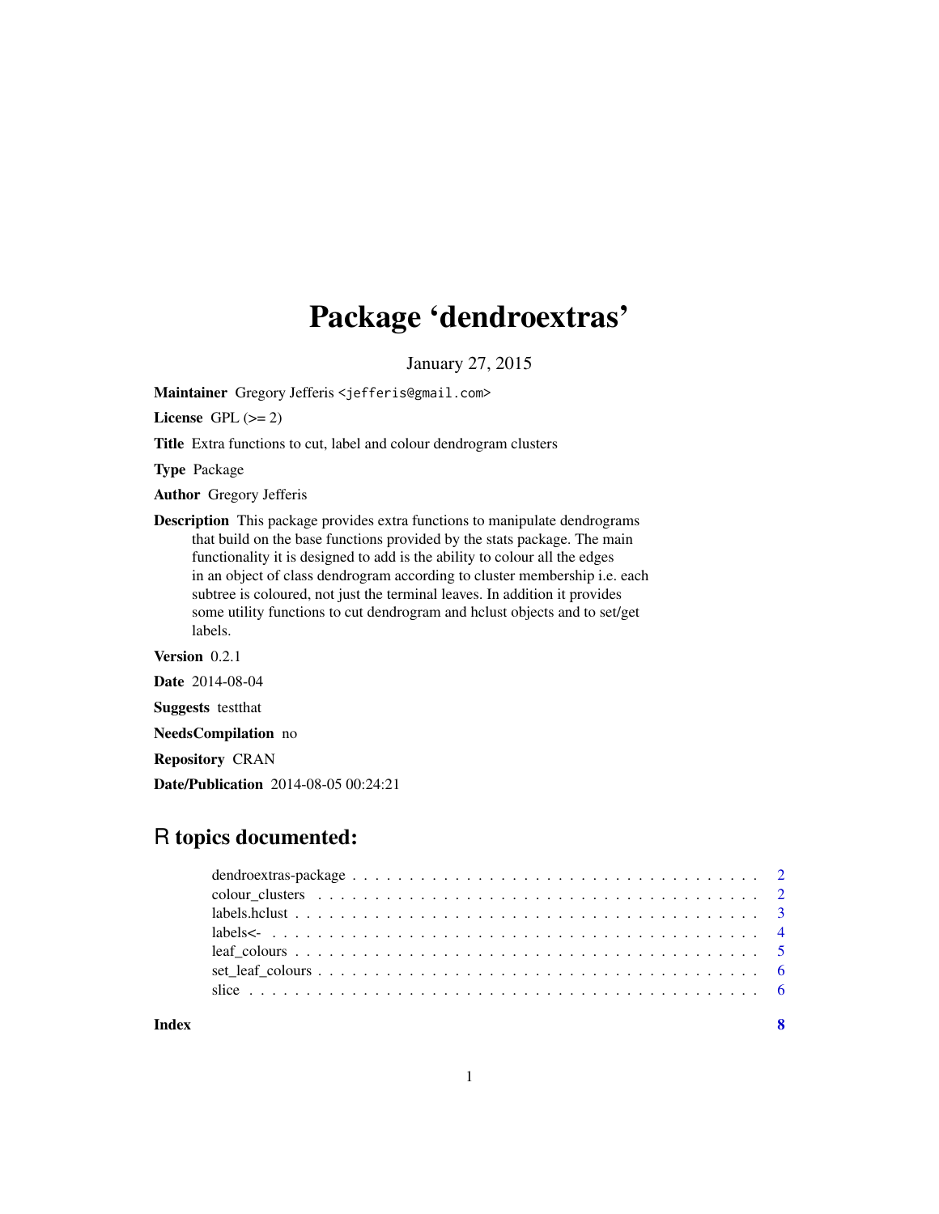# Package 'dendroextras'

January 27, 2015

**Maintainer** Gregory Jefferis <jefferis@gmail.com>

**License** GPL (>= 2)

**Title** Extra functions to cut, label and colour dendrogram clusters

**Type** Package

**Author** Gregory Jefferis

**Description** This package provides extra functions to manipulate dendrograms that build on the base functions provided by the stats package. The main functionality it is designed to add is the ability to colour all the edges in an object of class dendrogram according to cluster membership i.e. each subtree is coloured, not just the terminal leaves. In addition it provides some utility functions to cut dendrogram and hclust objects and to set/get labels.

**Version** 0.2.1

**Date** 2014-08-04

**Suggests** testthat

**NeedsCompilation** no

**Repository** CRAN

**Date/Publication** 2014-08-05 00:24:21

## R topics documented:

- dendroextras-package . . . . . . . . . . . . . . . . . . . . . . . . . . . . . . . . . . . 2
- colour_clusters . . . . . . . . . . . . . . . . . . . . . . . . . . . . . . . . . . . . . . . 2
- labels.hclust . . . . . . . . . . . . . . . . . . . . . . . . . . . . . . . . . . . . . . . . 3
- labels<- . . . . . . . . . . . . . . . . . . . . . . . . . . . . . . . . . . . . . . . . . . 4
- leaf_colours . . . . . . . . . . . . . . . . . . . . . . . . . . . . . . . . . . . . . . . . 5
- set_leaf_colours . . . . . . . . . . . . . . . . . . . . . . . . . . . . . . . . . . . . . . 6
- slice . . . . . . . . . . . . . . . . . . . . . . . . . . . . . . . . . . . . . . . . . . . . 6

**Index** **8**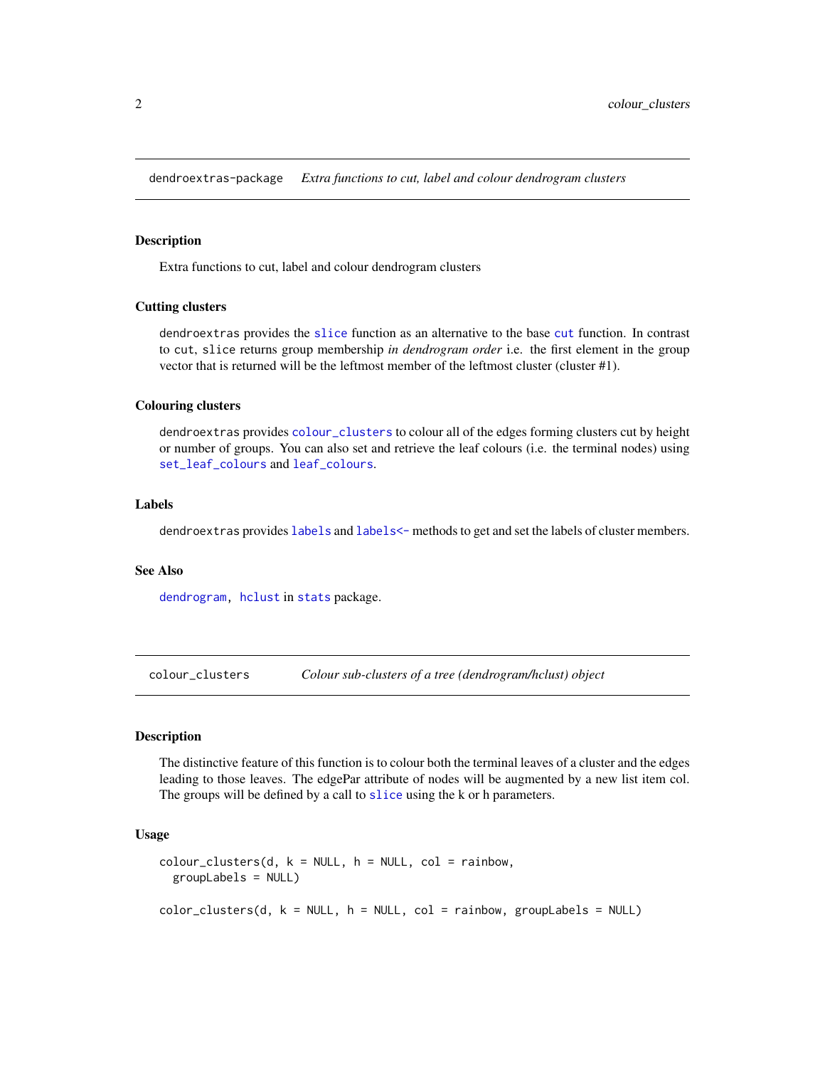## dendroextras-package *Extra functions to cut, label and colour dendrogram clusters*

### Description

Extra functions to cut, label and colour dendrogram clusters

### Cutting clusters

`dendroextras` provides the `slice` function as an alternative to the base `cut` function. In contrast to `cut`, `slice` returns group membership *in dendrogram order* i.e. the first element in the group vector that is returned will be the leftmost member of the leftmost cluster (cluster #1).

### Colouring clusters

`dendroextras` provides `colour_clusters` to colour all of the edges forming clusters cut by height or number of groups. You can also set and retrieve the leaf colours (i.e. the terminal nodes) using `set_leaf_colours` and `leaf_colours`.

### Labels

`dendroextras` provides `labels` and `labels<-` methods to get and set the labels of cluster members.

### See Also

`dendrogram`, `hclust` in `stats` package.

---

## colour_clusters *Colour sub-clusters of a tree (dendrogram/hclust) object*

### Description

The distinctive feature of this function is to colour both the terminal leaves of a cluster and the edges leading to those leaves. The edgePar attribute of nodes will be augmented by a new list item col. The groups will be defined by a call to `slice` using the k or h parameters.

### Usage

```
colour_clusters(d, k = NULL, h = NULL, col = rainbow,
  groupLabels = NULL)

color_clusters(d, k = NULL, h = NULL, col = rainbow, groupLabels = NULL)
```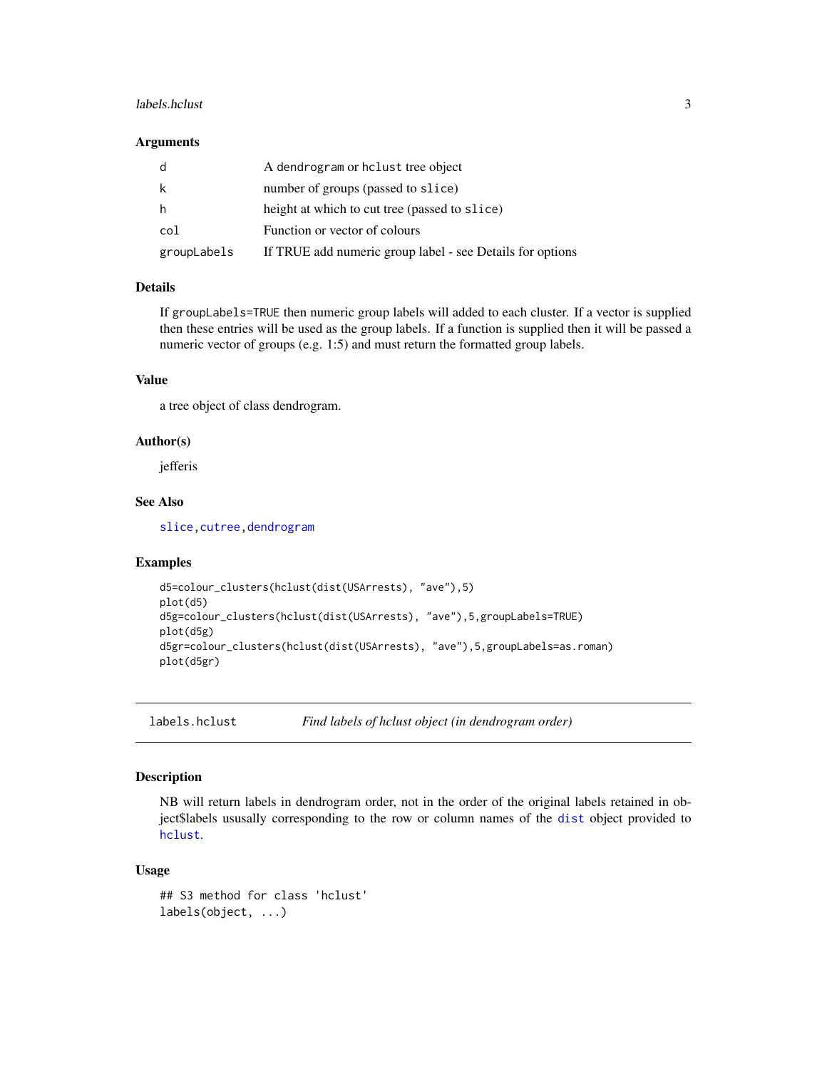## Arguments

| | |
|---|---|
| d | A dendrogram or hclust tree object |
| k | number of groups (passed to slice) |
| h | height at which to cut tree (passed to slice) |
| col | Function or vector of colours |
| groupLabels | If TRUE add numeric group label - see Details for options |

## Details

If groupLabels=TRUE then numeric group labels will added to each cluster. If a vector is supplied then these entries will be used as the group labels. If a function is supplied then it will be passed a numeric vector of groups (e.g. 1:5) and must return the formatted group labels.

## Value

a tree object of class dendrogram.

## Author(s)

jefferis

## See Also

slice, cutree, dendrogram

## Examples

```
d5=colour_clusters(hclust(dist(USArrests), "ave"),5)
plot(d5)
d5g=colour_clusters(hclust(dist(USArrests), "ave"),5,groupLabels=TRUE)
plot(d5g)
d5gr=colour_clusters(hclust(dist(USArrests), "ave"),5,groupLabels=as.roman)
plot(d5gr)
```

---

# labels.hclust *Find labels of hclust object (in dendrogram order)*

## Description

NB will return labels in dendrogram order, not in the order of the original labels retained in object$labels ususally corresponding to the row or column names of the dist object provided to hclust.

## Usage

```
## S3 method for class 'hclust'
labels(object, ...)
```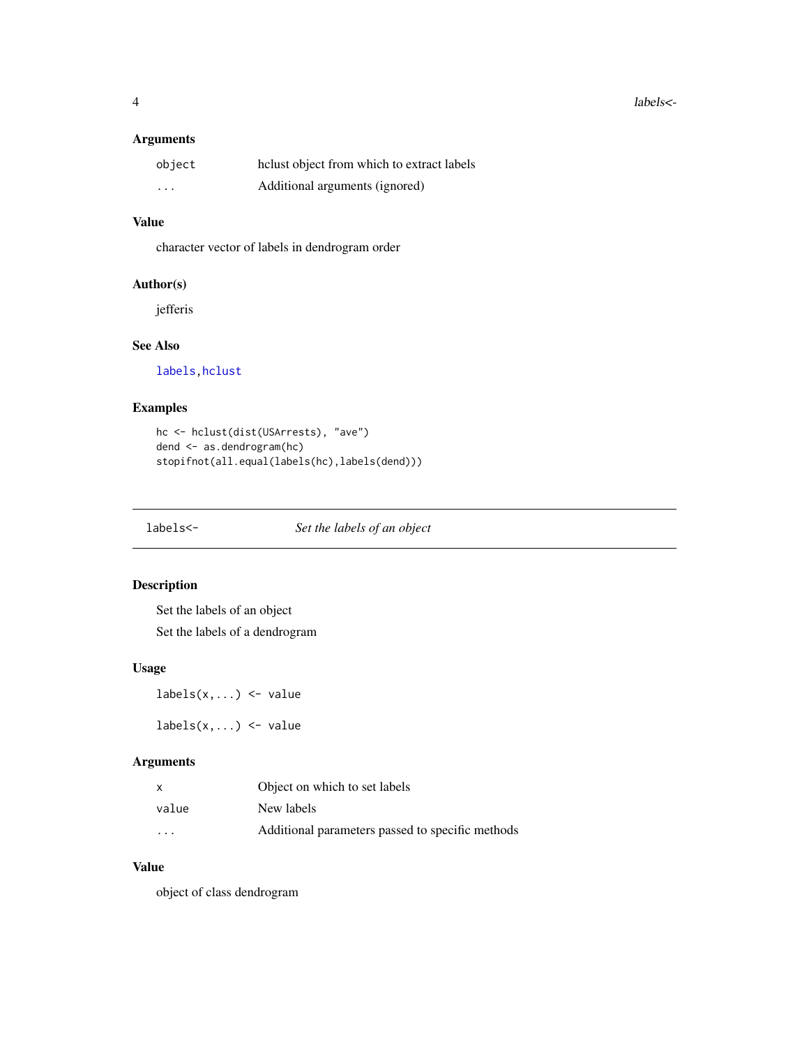### Arguments

| | |
|---|---|
| `object` | hclust object from which to extract labels |
| `...` | Additional arguments (ignored) |

### Value

character vector of labels in dendrogram order

### Author(s)

jefferis

### See Also

`labels`,`hclust`

### Examples

```
hc <- hclust(dist(USArrests), "ave")
dend <- as.dendrogram(hc)
stopifnot(all.equal(labels(hc),labels(dend)))
```

---

## `labels<-` *Set the labels of an object*

---

### Description

Set the labels of an object

Set the labels of a dendrogram

### Usage

```
labels(x,...) <- value

labels(x,...) <- value
```

### Arguments

| | |
|---|---|
| `x` | Object on which to set labels |
| `value` | New labels |
| `...` | Additional parameters passed to specific methods |

### Value

object of class dendrogram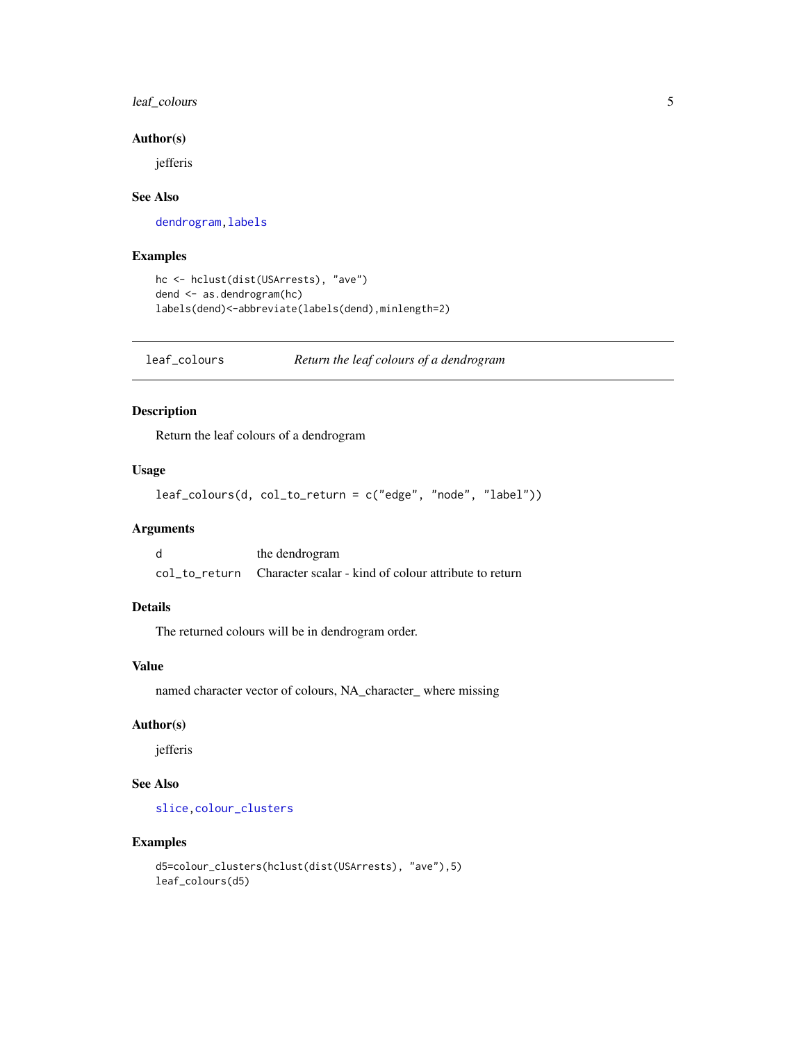### Author(s)

jefferis

### See Also

dendrogram, labels

### Examples

```
hc <- hclust(dist(USArrests), "ave")
dend <- as.dendrogram(hc)
labels(dend)<-abbreviate(labels(dend),minlength=2)
```

---

## leaf_colours — *Return the leaf colours of a dendrogram*

### Description

Return the leaf colours of a dendrogram

### Usage

```
leaf_colours(d, col_to_return = c("edge", "node", "label"))
```

### Arguments

| | |
|---|---|
| d | the dendrogram |
| col_to_return | Character scalar - kind of colour attribute to return |

### Details

The returned colours will be in dendrogram order.

### Value

named character vector of colours, NA_character_ where missing

### Author(s)

jefferis

### See Also

slice, colour_clusters

### Examples

```
d5=colour_clusters(hclust(dist(USArrests), "ave"),5)
leaf_colours(d5)
```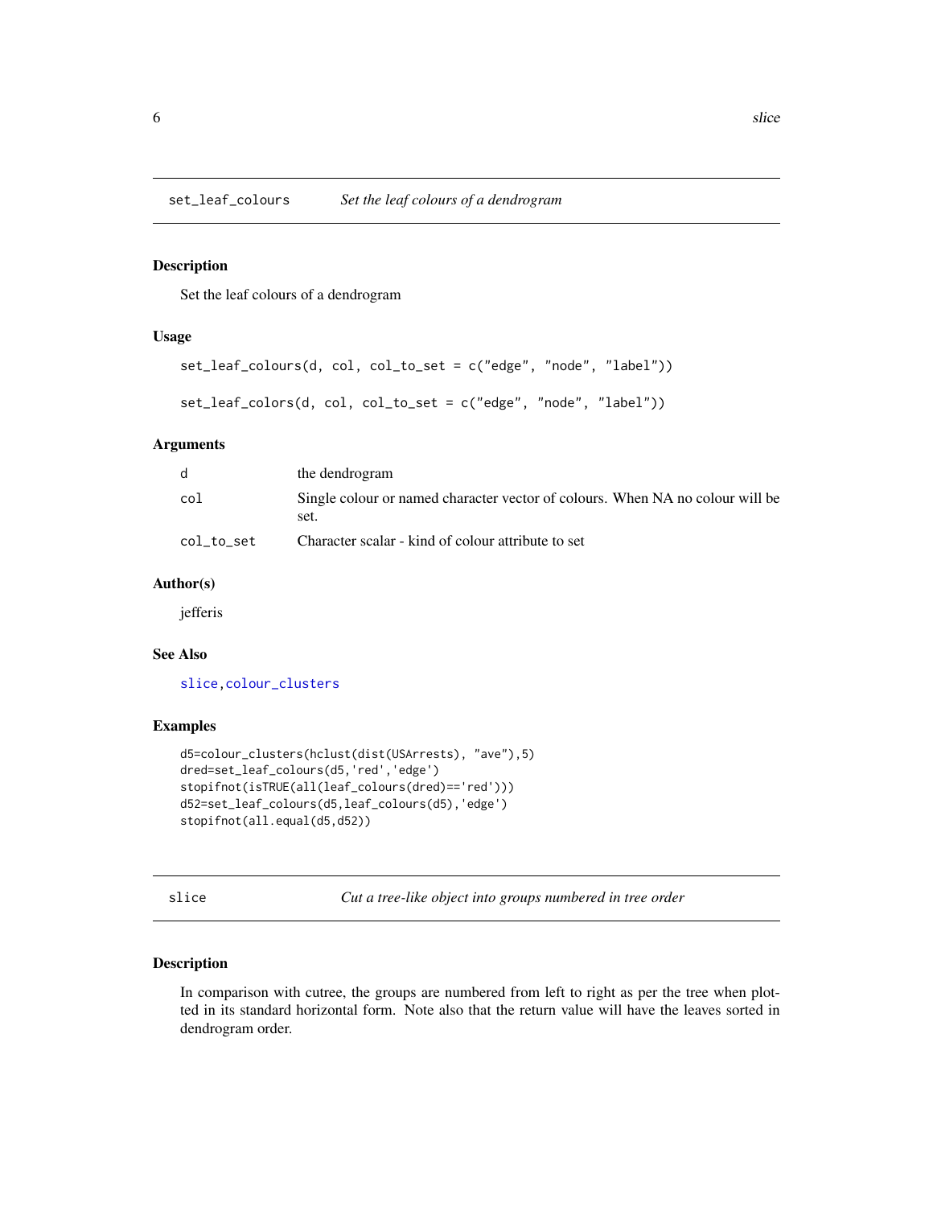## set_leaf_colours *Set the leaf colours of a dendrogram*

### Description

Set the leaf colours of a dendrogram

### Usage

```
set_leaf_colours(d, col, col_to_set = c("edge", "node", "label"))

set_leaf_colors(d, col, col_to_set = c("edge", "node", "label"))
```

### Arguments

| | |
|---|---|
| d | the dendrogram |
| col | Single colour or named character vector of colours. When NA no colour will be set. |
| col_to_set | Character scalar - kind of colour attribute to set |

### Author(s)

jefferis

### See Also

slice,colour_clusters

### Examples

```
d5=colour_clusters(hclust(dist(USArrests), "ave"),5)
dred=set_leaf_colours(d5,'red','edge')
stopifnot(isTRUE(all(leaf_colours(dred)=='red')))
d52=set_leaf_colours(d5,leaf_colours(d5),'edge')
stopifnot(all.equal(d5,d52))
```

## slice *Cut a tree-like object into groups numbered in tree order*

### Description

In comparison with cutree, the groups are numbered from left to right as per the tree when plotted in its standard horizontal form. Note also that the return value will have the leaves sorted in dendrogram order.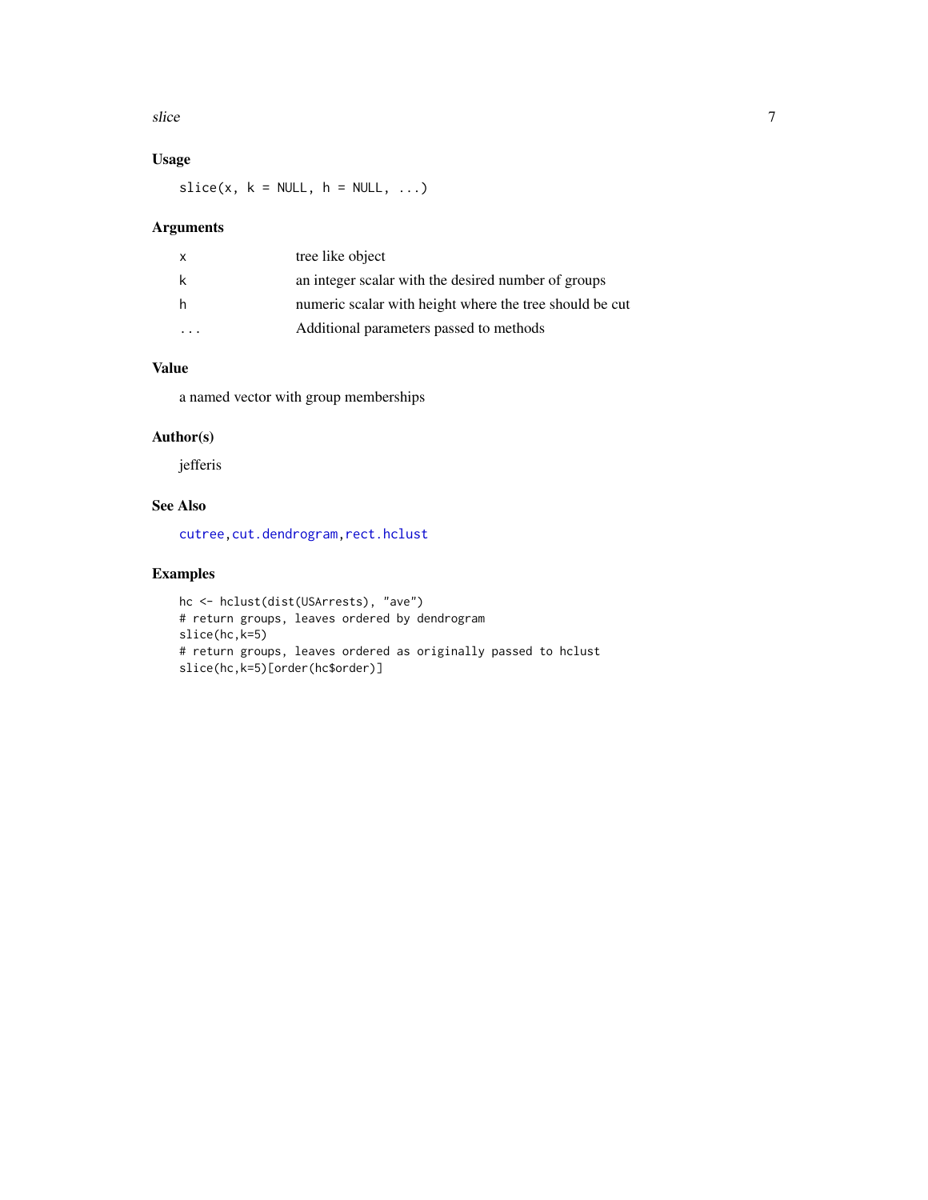## Usage

```
slice(x, k = NULL, h = NULL, ...)
```

## Arguments

| | |
|---|---|
| x | tree like object |
| k | an integer scalar with the desired number of groups |
| h | numeric scalar with height where the tree should be cut |
| ... | Additional parameters passed to methods |

## Value

a named vector with group memberships

## Author(s)

jefferis

## See Also

cutree,cut.dendrogram,rect.hclust

## Examples

```
hc <- hclust(dist(USArrests), "ave")
# return groups, leaves ordered by dendrogram
slice(hc,k=5)
# return groups, leaves ordered as originally passed to hclust
slice(hc,k=5)[order(hc$order)]
```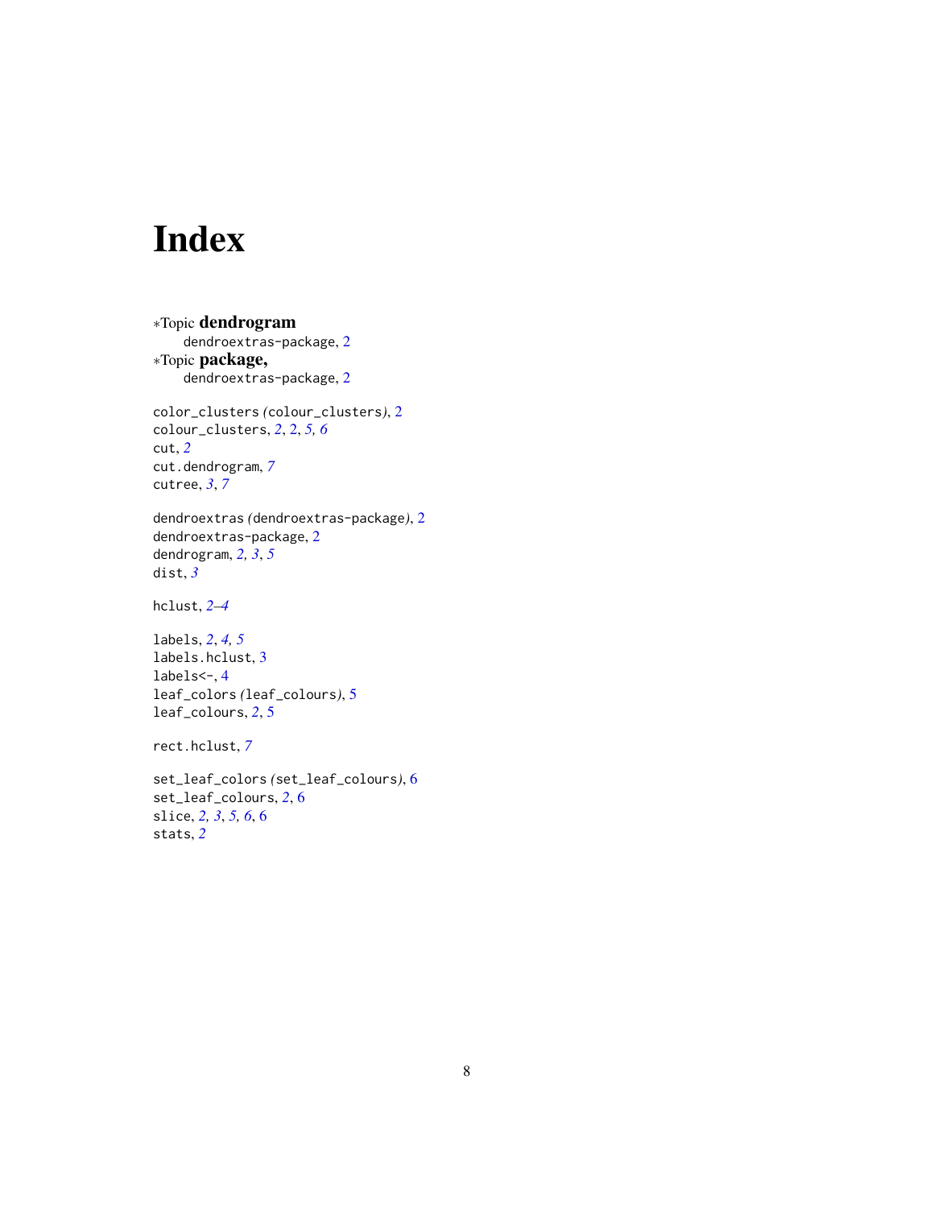# Index

*Topic **dendrogram**
    dendroextras-package, 2
*Topic **package,**
    dendroextras-package, 2

color_clusters *(*colour_clusters*)*, 2
colour_clusters, *2*, 2, *5, 6*
cut, *2*
cut.dendrogram, *7*
cutree, *3*, *7*

dendroextras *(*dendroextras-package*)*, 2
dendroextras-package, 2
dendrogram, *2, 3*, *5*
dist, *3*

hclust, *2–4*

labels, *2*, *4, 5*
labels.hclust, 3
labels<-, 4
leaf_colors *(*leaf_colours*)*, 5
leaf_colours, *2*, 5

rect.hclust, *7*

set_leaf_colors *(*set_leaf_colours*)*, 6
set_leaf_colours, *2*, 6
slice, *2, 3*, *5, 6*, 6
stats, *2*